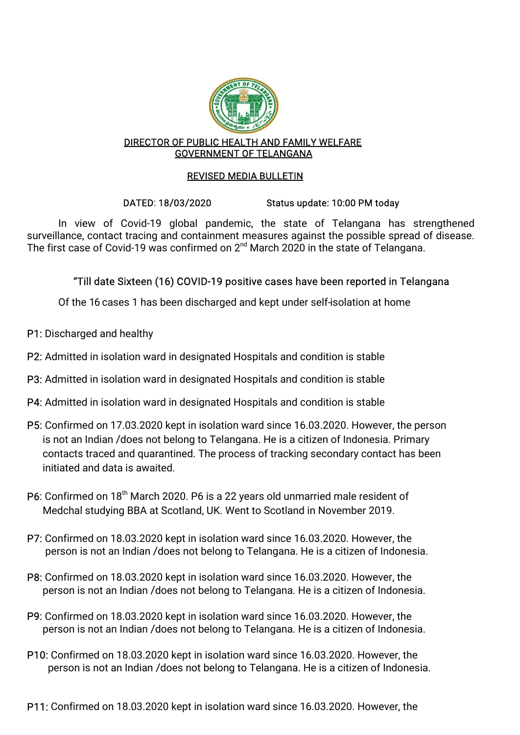DIRECTOR OF PUBLIC HEALTH AND FAMILY WELFARE
GOVERNMENT OF TELANGANA

REVISED MEDIA BULLETIN

DATED: 18/03/2020 Status update: 10:00 PM today

In view of Covid-19 global pandemic, the state of Telangana has strengthened surveillance, contact tracing and containment measures against the possible spread of disease. The first case of Covid-19 was confirmed on 2nd March 2020 in the state of Telangana.

"Till date Sixteen (16) COVID-19 positive cases have been reported in Telangana

Of the 16 cases 1 has been discharged and kept under self-isolation at home

P1: Discharged and healthy

P2: Admitted in isolation ward in designated Hospitals and condition is stable

P3: Admitted in isolation ward in designated Hospitals and condition is stable

P4: Admitted in isolation ward in designated Hospitals and condition is stable

P5: Confirmed on 17.03.2020 kept in isolation ward since 16.03.2020. However, the person is not an Indian /does not belong to Telangana. He is a citizen of Indonesia. Primary contacts traced and quarantined. The process of tracking secondary contact has been initiated and data is awaited.

P6: Confirmed on 18th March 2020. P6 is a 22 years old unmarried male resident of Medchal studying BBA at Scotland, UK. Went to Scotland in November 2019.

P7: Confirmed on 18.03.2020 kept in isolation ward since 16.03.2020. However, the person is not an Indian /does not belong to Telangana. He is a citizen of Indonesia.

P8: Confirmed on 18.03.2020 kept in isolation ward since 16.03.2020. However, the person is not an Indian /does not belong to Telangana. He is a citizen of Indonesia.

P9: Confirmed on 18.03.2020 kept in isolation ward since 16.03.2020. However, the person is not an Indian /does not belong to Telangana. He is a citizen of Indonesia.

P10: Confirmed on 18.03.2020 kept in isolation ward since 16.03.2020. However, the person is not an Indian /does not belong to Telangana. He is a citizen of Indonesia.

P11: Confirmed on 18.03.2020 kept in isolation ward since 16.03.2020. However, the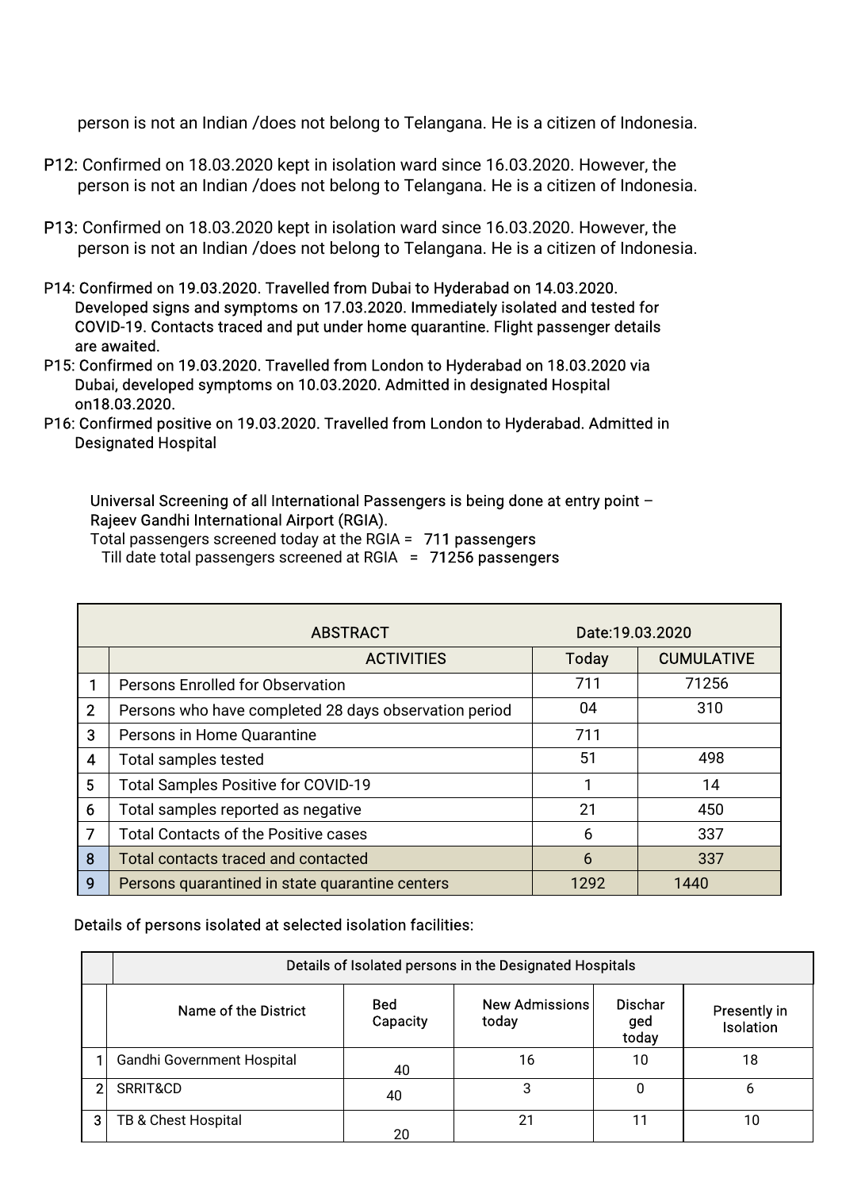person is not an Indian /does not belong to Telangana. He is a citizen of Indonesia.

P12: Confirmed on 18.03.2020 kept in isolation ward since 16.03.2020. However, the person is not an Indian /does not belong to Telangana. He is a citizen of Indonesia.

P13: Confirmed on 18.03.2020 kept in isolation ward since 16.03.2020. However, the person is not an Indian /does not belong to Telangana. He is a citizen of Indonesia.

P14: Confirmed on 19.03.2020. Travelled from Dubai to Hyderabad on 14.03.2020. Developed signs and symptoms on 17.03.2020. Immediately isolated and tested for COVID-19. Contacts traced and put under home quarantine. Flight passenger details are awaited.

P15: Confirmed on 19.03.2020. Travelled from London to Hyderabad on 18.03.2020 via Dubai, developed symptoms on 10.03.2020. Admitted in designated Hospital on18.03.2020.

P16: Confirmed positive on 19.03.2020. Travelled from London to Hyderabad. Admitted in Designated Hospital

Universal Screening of all International Passengers is being done at entry point – Rajeev Gandhi International Airport (RGIA).
Total passengers screened today at the RGIA = 711 passengers
Till date total passengers screened at RGIA = 71256 passengers

| | ABSTRACT | Date:19.03.2020 | |
|---|---|---|---|
| | ACTIVITIES | Today | CUMULATIVE |
| 1 | Persons Enrolled for Observation | 711 | 71256 |
| 2 | Persons who have completed 28 days observation period | 04 | 310 |
| 3 | Persons in Home Quarantine | 711 | |
| 4 | Total samples tested | 51 | 498 |
| 5 | Total Samples Positive for COVID-19 | 1 | 14 |
| 6 | Total samples reported as negative | 21 | 450 |
| 7 | Total Contacts of the Positive cases | 6 | 337 |
| 8 | Total contacts traced and contacted | 6 | 337 |
| 9 | Persons quarantined in state quarantine centers | 1292 | 1440 |

Details of persons isolated at selected isolation facilities:

| | Details of Isolated persons in the Designated Hospitals | | | | |
|---|---|---|---|---|---|
| | Name of the District | Bed Capacity | New Admissions today | Discharged today | Presently in Isolation |
| 1 | Gandhi Government Hospital | 40 | 16 | 10 | 18 |
| 2 | SRRIT&CD | 40 | 3 | 0 | 6 |
| 3 | TB & Chest Hospital | 20 | 21 | 11 | 10 |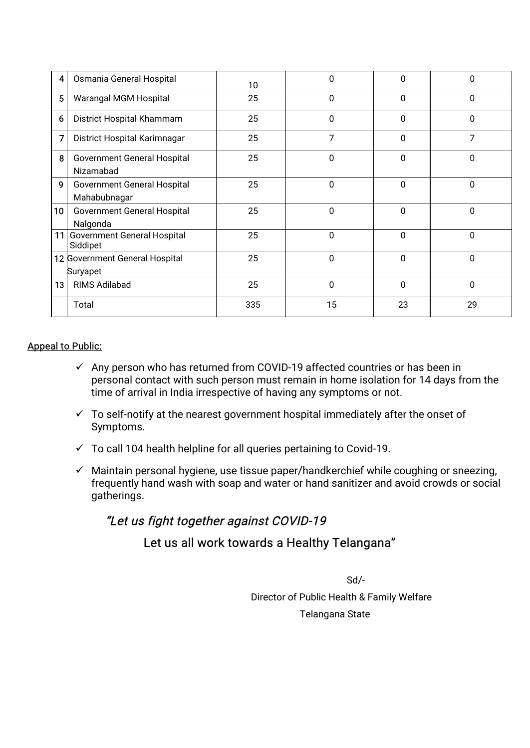| | | | | | |
|---|---|---|---|---|---|
| 4 | Osmania General Hospital | 10 | 0 | 0 | 0 |
| 5 | Warangal MGM Hospital | 25 | 0 | 0 | 0 |
| 6 | District Hospital Khammam | 25 | 0 | 0 | 0 |
| 7 | District Hospital Karimnagar | 25 | 7 | 0 | 7 |
| 8 | Government General Hospital Nizamabad | 25 | 0 | 0 | 0 |
| 9 | Government General Hospital Mahabubnagar | 25 | 0 | 0 | 0 |
| 10 | Government General Hospital Nalgonda | 25 | 0 | 0 | 0 |
| 11 | Government General Hospital Siddipet | 25 | 0 | 0 | 0 |
| 12 | Government General Hospital Suryapet | 25 | 0 | 0 | 0 |
| 13 | RIMS Adilabad | 25 | 0 | 0 | 0 |
| | Total | 335 | 15 | 23 | 29 |

<u>Appeal to Public:</u>

- ✓ Any person who has returned from COVID-19 affected countries or has been in personal contact with such person must remain in home isolation for 14 days from the time of arrival in India irrespective of having any symptoms or not.
- ✓ To self-notify at the nearest government hospital immediately after the onset of Symptoms.
- ✓ To call 104 health helpline for all queries pertaining to Covid-19.
- ✓ Maintain personal hygiene, use tissue paper/handkerchief while coughing or sneezing, frequently hand wash with soap and water or hand sanitizer and avoid crowds or social gatherings.

*"Let us fight together against COVID-19*

Let us all work towards a Healthy Telangana"

Sd/-

Director of Public Health & Family Welfare

Telangana State